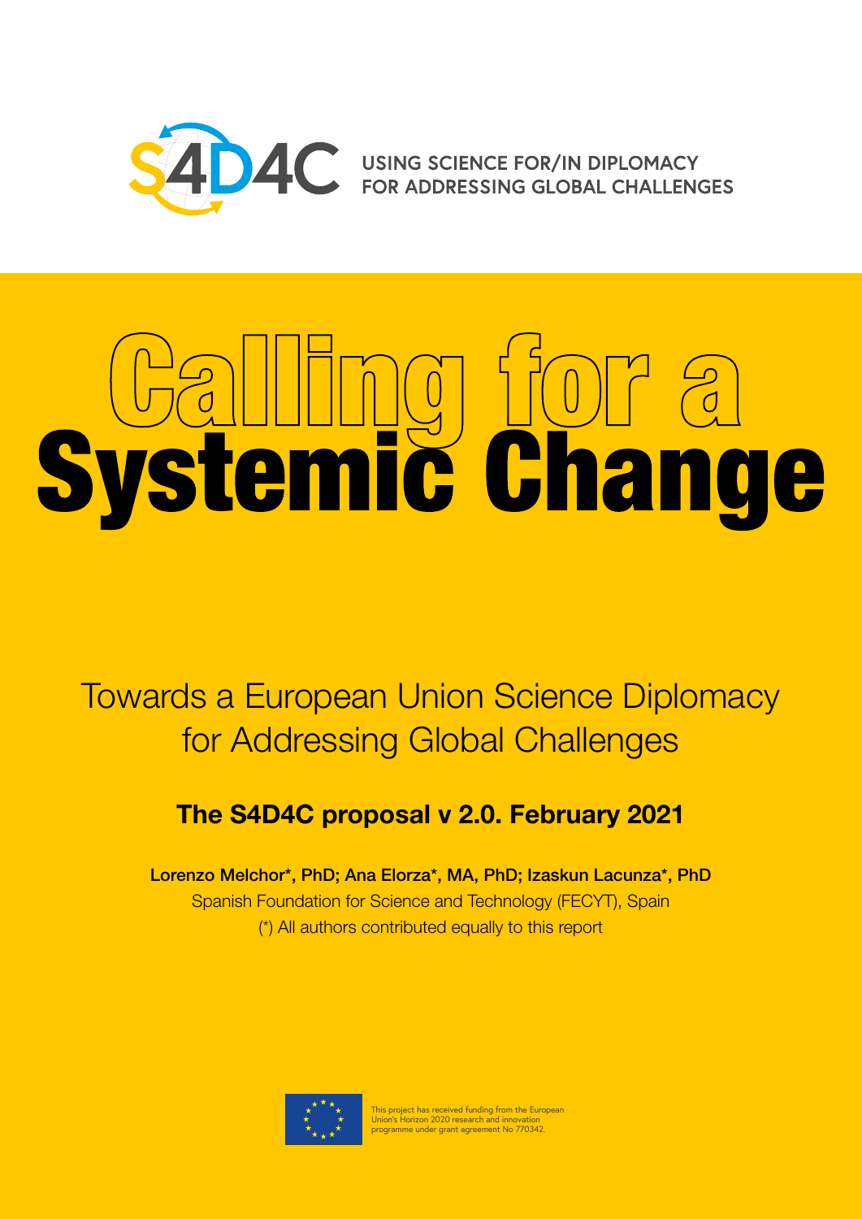S4D4C USING SCIENCE FOR/IN DIPLOMACY FOR ADDRESSING GLOBAL CHALLENGES

# Calling for a Systemic Change

## Towards a European Union Science Diplomacy for Addressing Global Challenges

### The S4D4C proposal v 2.0. February 2021

**Lorenzo Melchor\*, PhD; Ana Elorza\*, MA, PhD; Izaskun Lacunza\*, PhD**

Spanish Foundation for Science and Technology (FECYT), Spain

(*) All authors contributed equally to this report

This project has received funding from the European Union's Horizon 2020 research and innovation programme under grant agreement No 770342.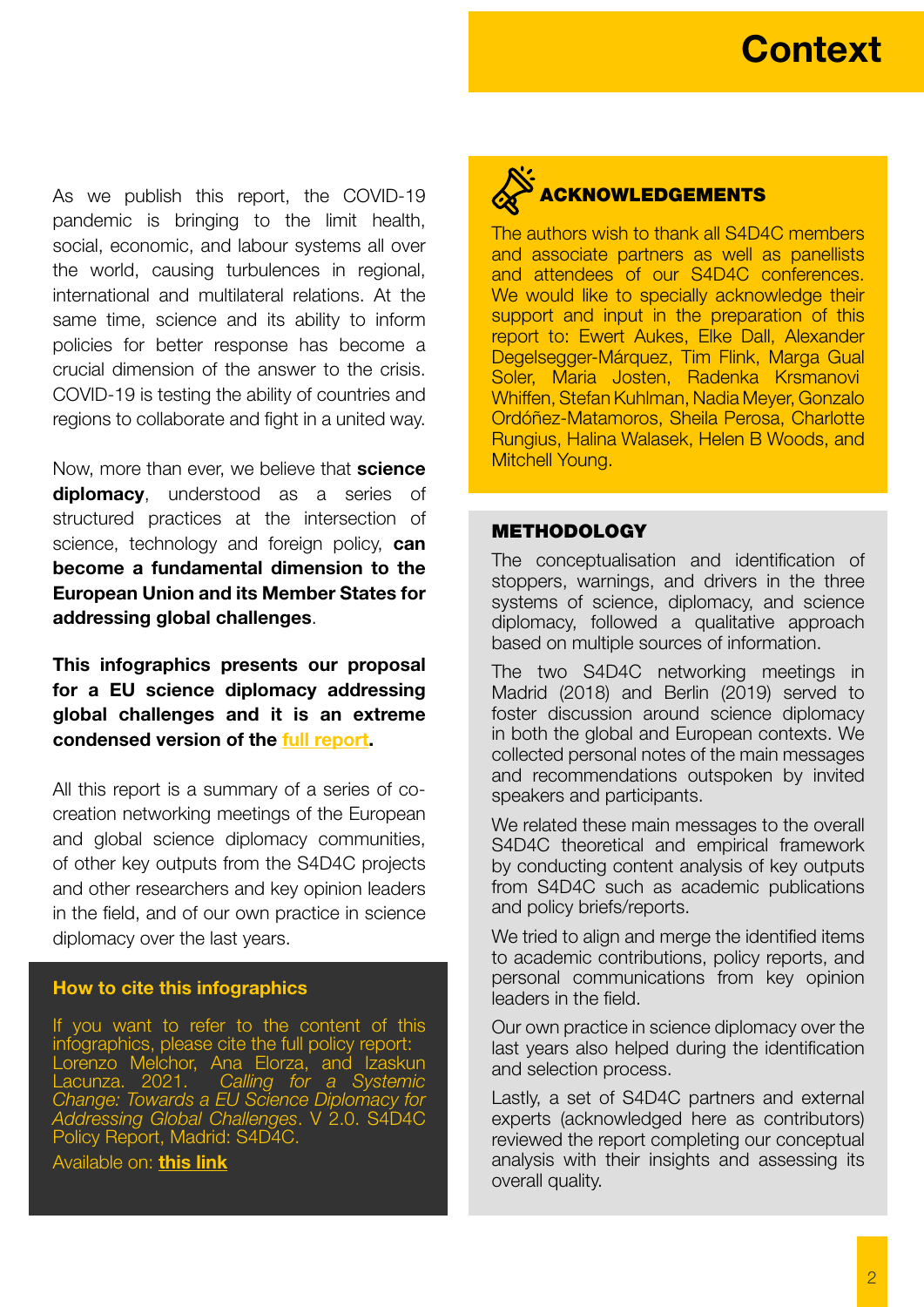# Context

As we publish this report, the COVID-19 pandemic is bringing to the limit health, social, economic, and labour systems all over the world, causing turbulences in regional, international and multilateral relations. At the same time, science and its ability to inform policies for better response has become a crucial dimension of the answer to the crisis. COVID-19 is testing the ability of countries and regions to collaborate and fight in a united way.

Now, more than ever, we believe that **science diplomacy**, understood as a series of structured practices at the intersection of science, technology and foreign policy, **can become a fundamental dimension to the European Union and its Member States for addressing global challenges**.

**This infographics presents our proposal for a EU science diplomacy addressing global challenges and it is an extreme condensed version of the full report.**

All this report is a summary of a series of co-creation networking meetings of the European and global science diplomacy communities, of other key outputs from the S4D4C projects and other researchers and key opinion leaders in the field, and of our own practice in science diplomacy over the last years.

### How to cite this infographics

If you want to refer to the content of this infographics, please cite the full policy report: Lorenzo Melchor, Ana Elorza, and Izaskun Lacunza. 2021. *Calling for a Systemic Change: Towards a EU Science Diplomacy for Addressing Global Challenges*. V 2.0. S4D4C Policy Report, Madrid: S4D4C.

Available on: **this link**

### ACKNOWLEDGEMENTS

The authors wish to thank all S4D4C members and associate partners as well as panellists and attendees of our S4D4C conferences. We would like to specially acknowledge their support and input in the preparation of this report to: Ewert Aukes, Elke Dall, Alexander Degelsegger-Márquez, Tim Flink, Marga Gual Soler, Maria Josten, Radenka Krsmanovi Whiffen, Stefan Kuhlman, Nadia Meyer, Gonzalo Ordóñez-Matamoros, Sheila Perosa, Charlotte Rungius, Halina Walasek, Helen B Woods, and Mitchell Young.

### METHODOLOGY

The conceptualisation and identification of stoppers, warnings, and drivers in the three systems of science, diplomacy, and science diplomacy, followed a qualitative approach based on multiple sources of information.

The two S4D4C networking meetings in Madrid (2018) and Berlin (2019) served to foster discussion around science diplomacy in both the global and European contexts. We collected personal notes of the main messages and recommendations outspoken by invited speakers and participants.

We related these main messages to the overall S4D4C theoretical and empirical framework by conducting content analysis of key outputs from S4D4C such as academic publications and policy briefs/reports.

We tried to align and merge the identified items to academic contributions, policy reports, and personal communications from key opinion leaders in the field.

Our own practice in science diplomacy over the last years also helped during the identification and selection process.

Lastly, a set of S4D4C partners and external experts (acknowledged here as contributors) reviewed the report completing our conceptual analysis with their insights and assessing its overall quality.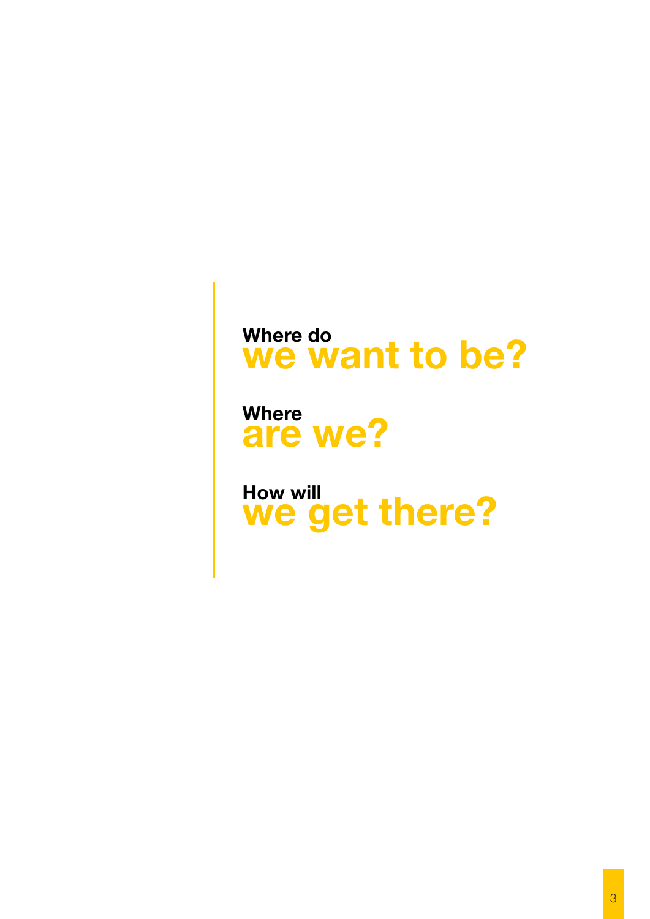**Where do**
## we want to be?

**Where**
## are we?

**How will**
## we get there?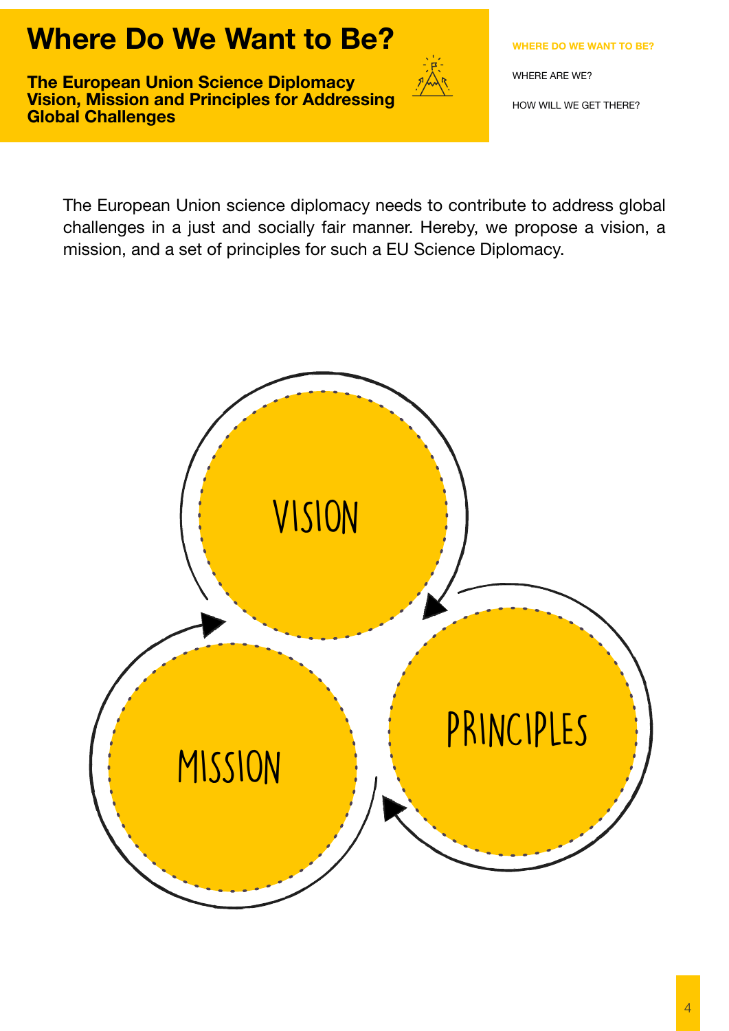# Where Do We Want to Be?

## The European Union Science Diplomacy Vision, Mission and Principles for Addressing Global Challenges

WHERE DO WE WANT TO BE?

WHERE ARE WE?

HOW WILL WE GET THERE?

The European Union science diplomacy needs to contribute to address global challenges in a just and socially fair manner. Hereby, we propose a vision, a mission, and a set of principles for such a EU Science Diplomacy.

VISION

PRINCIPLES

MISSION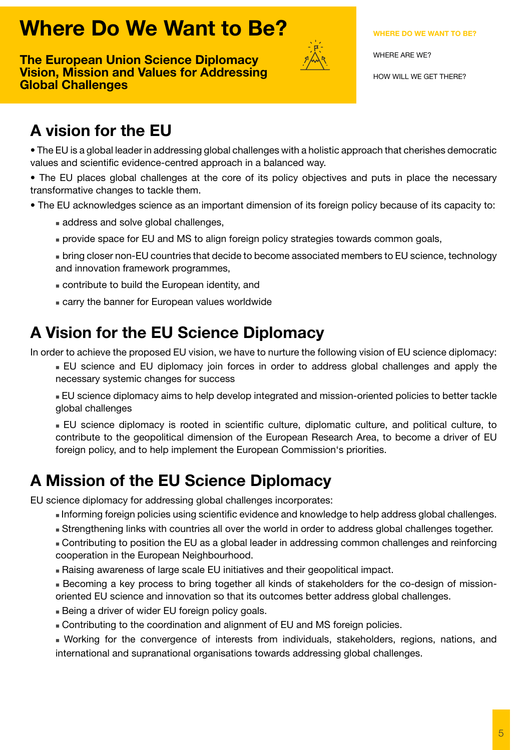# Where Do We Want to Be?

**The European Union Science Diplomacy Vision, Mission and Values for Addressing Global Challenges**

WHERE DO WE WANT TO BE?

WHERE ARE WE?

HOW WILL WE GET THERE?

## A vision for the EU

- The EU is a global leader in addressing global challenges with a holistic approach that cherishes democratic values and scientific evidence-centred approach in a balanced way.
- The EU places global challenges at the core of its policy objectives and puts in place the necessary transformative changes to tackle them.
- The EU acknowledges science as an important dimension of its foreign policy because of its capacity to:
  - address and solve global challenges,
  - provide space for EU and MS to align foreign policy strategies towards common goals,
  - bring closer non-EU countries that decide to become associated members to EU science, technology and innovation framework programmes,
  - contribute to build the European identity, and
  - carry the banner for European values worldwide

## A Vision for the EU Science Diplomacy

In order to achieve the proposed EU vision, we have to nurture the following vision of EU science diplomacy:

- EU science and EU diplomacy join forces in order to address global challenges and apply the necessary systemic changes for success
- EU science diplomacy aims to help develop integrated and mission-oriented policies to better tackle global challenges
- EU science diplomacy is rooted in scientific culture, diplomatic culture, and political culture, to contribute to the geopolitical dimension of the European Research Area, to become a driver of EU foreign policy, and to help implement the European Commission's priorities.

## A Mission of the EU Science Diplomacy

EU science diplomacy for addressing global challenges incorporates:

- Informing foreign policies using scientific evidence and knowledge to help address global challenges.
- Strengthening links with countries all over the world in order to address global challenges together.
- Contributing to position the EU as a global leader in addressing common challenges and reinforcing cooperation in the European Neighbourhood.
- Raising awareness of large scale EU initiatives and their geopolitical impact.
- Becoming a key process to bring together all kinds of stakeholders for the co-design of mission-oriented EU science and innovation so that its outcomes better address global challenges.
- Being a driver of wider EU foreign policy goals.
- Contributing to the coordination and alignment of EU and MS foreign policies.
- Working for the convergence of interests from individuals, stakeholders, regions, nations, and international and supranational organisations towards addressing global challenges.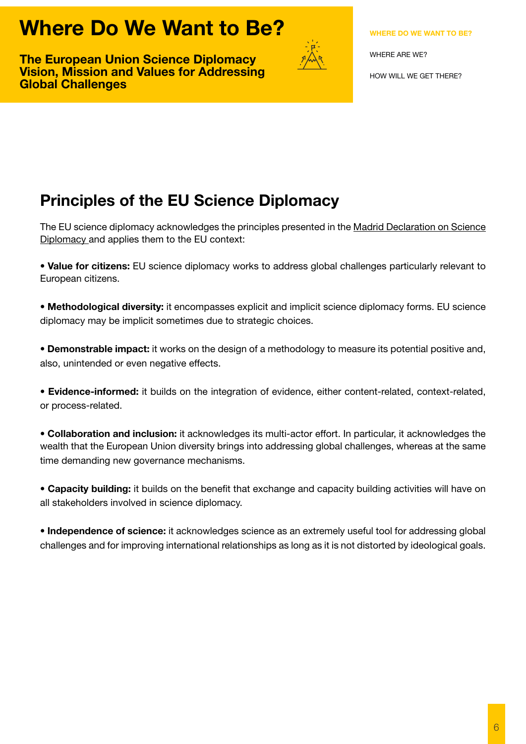# Where Do We Want to Be?

**The European Union Science Diplomacy Vision, Mission and Values for Addressing Global Challenges**

WHERE DO WE WANT TO BE?

WHERE ARE WE?

HOW WILL WE GET THERE?

## Principles of the EU Science Diplomacy

The EU science diplomacy acknowledges the principles presented in the Madrid Declaration on Science Diplomacy and applies them to the EU context:

- **Value for citizens:** EU science diplomacy works to address global challenges particularly relevant to European citizens.
- **Methodological diversity:** it encompasses explicit and implicit science diplomacy forms. EU science diplomacy may be implicit sometimes due to strategic choices.
- **Demonstrable impact:** it works on the design of a methodology to measure its potential positive and, also, unintended or even negative effects.
- **Evidence-informed:** it builds on the integration of evidence, either content-related, context-related, or process-related.
- **Collaboration and inclusion:** it acknowledges its multi-actor effort. In particular, it acknowledges the wealth that the European Union diversity brings into addressing global challenges, whereas at the same time demanding new governance mechanisms.
- **Capacity building:** it builds on the benefit that exchange and capacity building activities will have on all stakeholders involved in science diplomacy.
- **Independence of science:** it acknowledges science as an extremely useful tool for addressing global challenges and for improving international relationships as long as it is not distorted by ideological goals.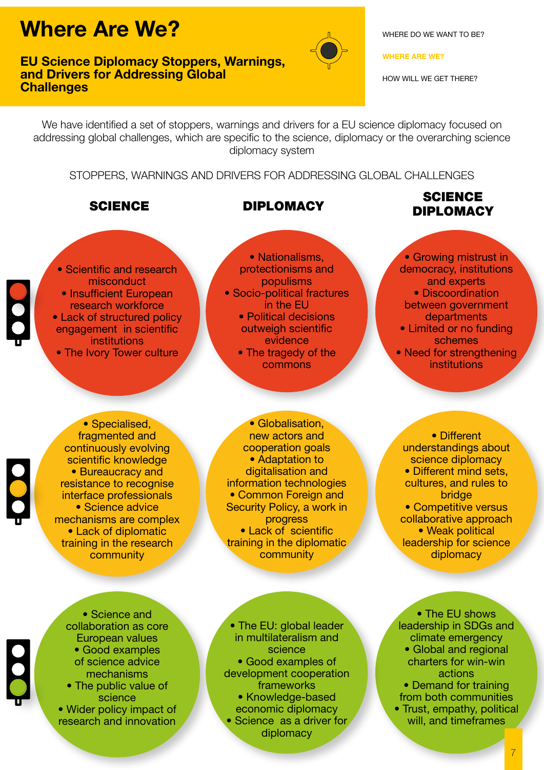# Where Are We?

## EU Science Diplomacy Stoppers, Warnings, and Drivers for Addressing Global Challenges

WHERE DO WE WANT TO BE?

WHERE ARE WE?

HOW WILL WE GET THERE?

We have identified a set of stoppers, warnings and drivers for a EU science diplomacy focused on addressing global challenges, which are specific to the science, diplomacy or the overarching science diplomacy system

STOPPERS, WARNINGS AND DRIVERS FOR ADDRESSING GLOBAL CHALLENGES

| | SCIENCE | DIPLOMACY | SCIENCE DIPLOMACY |
|---|---|---|---|
| Stoppers (red) | • Scientific and research misconduct<br>• Insufficient European research workforce<br>• Lack of structured policy engagement in scientific institutions<br>• The Ivory Tower culture | • Nationalisms, protectionisms and populisms<br>• Socio-political fractures in the EU<br>• Political decisions outweigh scientific evidence<br>• The tragedy of the commons | • Growing mistrust in democracy, institutions and experts<br>• Discoordination between government departments<br>• Limited or no funding schemes<br>• Need for strengthening institutions |
| Warnings (amber) | • Specialised, fragmented and continuously evolving scientific knowledge<br>• Bureaucracy and resistance to recognise interface professionals<br>• Science advice mechanisms are complex<br>• Lack of diplomatic training in the research community | • Globalisation, new actors and cooperation goals<br>• Adaptation to digitalisation and information technologies<br>• Common Foreign and Security Policy, a work in progress<br>• Lack of scientific training in the diplomatic community | • Different understandings about science diplomacy<br>• Different mind sets, cultures, and rules to bridge<br>• Competitive versus collaborative approach<br>• Weak political leadership for science diplomacy |
| Drivers (green) | • Science and collaboration as core European values<br>• Good examples of science advice mechanisms<br>• The public value of science<br>• Wider policy impact of research and innovation | • The EU: global leader in multilateralism and science<br>• Good examples of development cooperation frameworks<br>• Knowledge-based economic diplomacy<br>• Science as a driver for diplomacy | • The EU shows leadership in SDGs and climate emergency<br>• Global and regional charters for win-win actions<br>• Demand for training from both communities<br>• Trust, empathy, political will, and timeframes |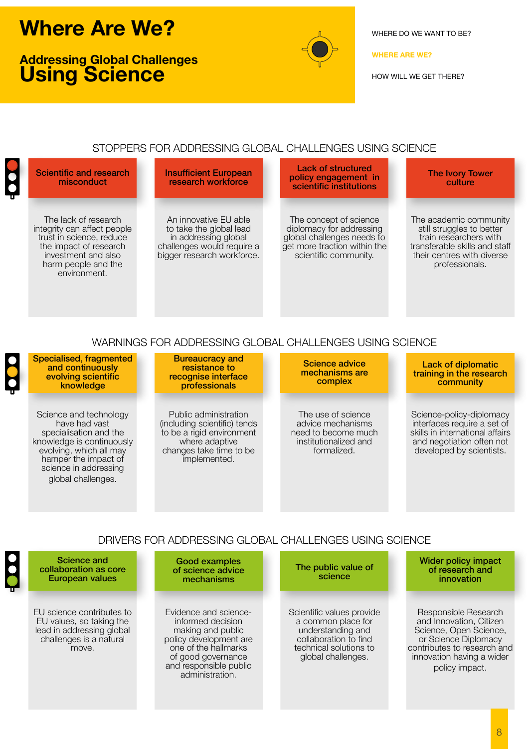# Where Are We?

## Addressing Global Challenges Using Science

WHERE DO WE WANT TO BE?

**WHERE ARE WE?**

HOW WILL WE GET THERE?

## STOPPERS FOR ADDRESSING GLOBAL CHALLENGES USING SCIENCE

### Scientific and research misconduct

The lack of research integrity can affect people trust in science, reduce the impact of research investment and also harm people and the environment.

### Insufficient European research workforce

An innovative EU able to take the global lead in addressing global challenges would require a bigger research workforce.

### Lack of structured policy engagement in scientific institutions

The concept of science diplomacy for addressing global challenges needs to get more traction within the scientific community.

### The Ivory Tower culture

The academic community still struggles to better train researchers with transferable skills and staff their centres with diverse professionals.

## WARNINGS FOR ADDRESSING GLOBAL CHALLENGES USING SCIENCE

### Specialised, fragmented and continuously evolving scientific knowledge

Science and technology have had vast specialisation and the knowledge is continuously evolving, which all may hamper the impact of science in addressing global challenges.

### Bureaucracy and resistance to recognise interface professionals

Public administration (including scientific) tends to be a rigid environment where adaptive changes take time to be implemented.

### Science advice mechanisms are complex

The use of science advice mechanisms need to become much institutionalized and formalized.

### Lack of diplomatic training in the research community

Science-policy-diplomacy interfaces require a set of skills in international affairs and negotiation often not developed by scientists.

## DRIVERS FOR ADDRESSING GLOBAL CHALLENGES USING SCIENCE

### Science and collaboration as core European values

EU science contributes to EU values, so taking the lead in addressing global challenges is a natural move.

### Good examples of science advice mechanisms

Evidence and science-informed decision making and public policy development are one of the hallmarks of good governance and responsible public administration.

### The public value of science

Scientific values provide a common place for understanding and collaboration to find technical solutions to global challenges.

### Wider policy impact of research and innovation

Responsible Research and Innovation, Citizen Science, Open Science, or Science Diplomacy contributes to research and innovation having a wider policy impact.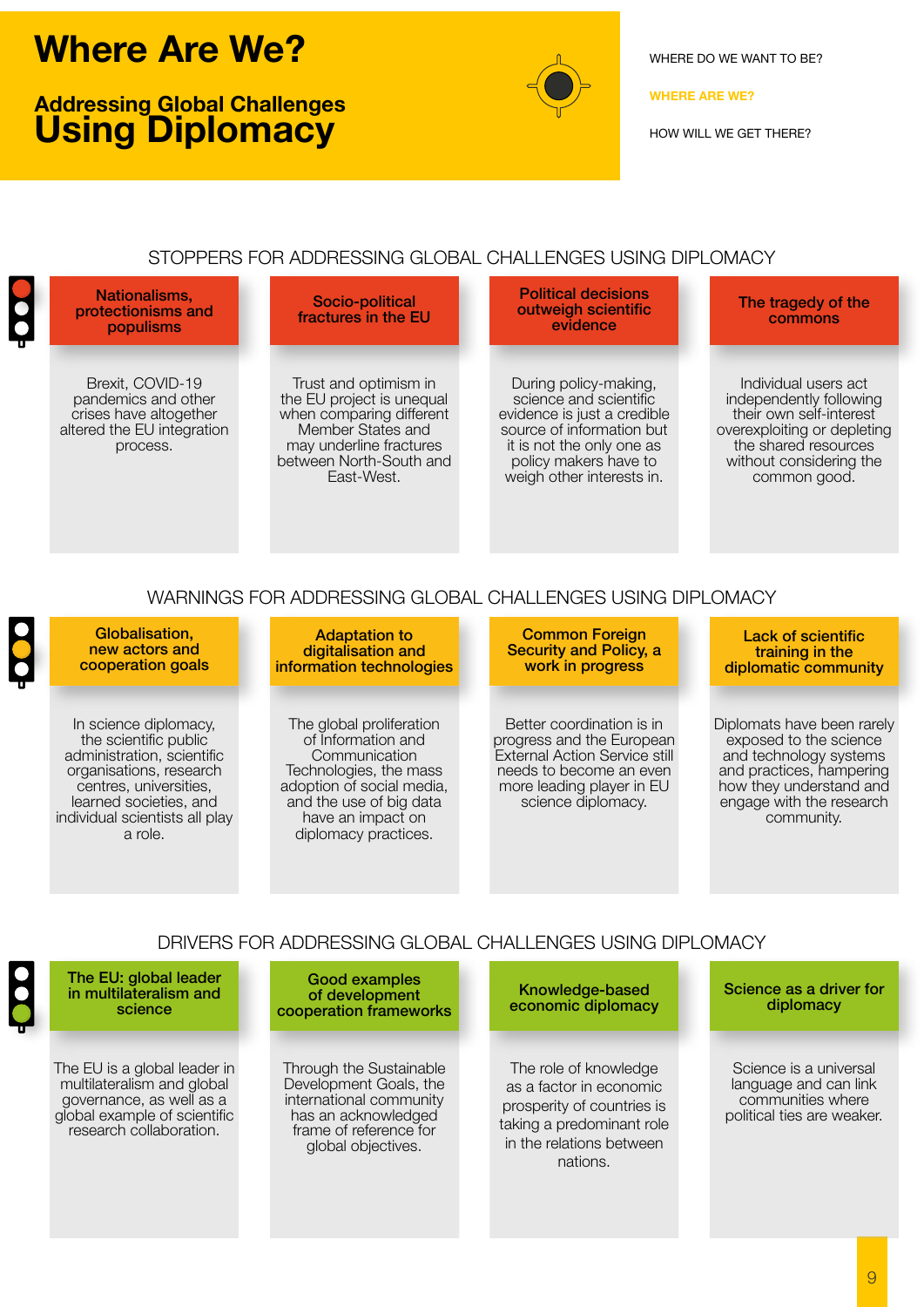# Where Are We?

## Addressing Global Challenges Using Diplomacy

WHERE DO WE WANT TO BE?

**WHERE ARE WE?**

HOW WILL WE GET THERE?

### STOPPERS FOR ADDRESSING GLOBAL CHALLENGES USING DIPLOMACY

**Nationalisms, protectionisms and populisms**

Brexit, COVID-19 pandemics and other crises have altogether altered the EU integration process.

**Socio-political fractures in the EU**

Trust and optimism in the EU project is unequal when comparing different Member States and may underline fractures between North-South and East-West.

**Political decisions outweigh scientific evidence**

During policy-making, science and scientific evidence is just a credible source of information but it is not the only one as policy makers have to weigh other interests in.

**The tragedy of the commons**

Individual users act independently following their own self-interest overexploiting or depleting the shared resources without considering the common good.

### WARNINGS FOR ADDRESSING GLOBAL CHALLENGES USING DIPLOMACY

**Globalisation, new actors and cooperation goals**

In science diplomacy, the scientific public administration, scientific organisations, research centres, universities, learned societies, and individual scientists all play a role.

**Adaptation to digitalisation and information technologies**

The global proliferation of Information and Communication Technologies, the mass adoption of social media, and the use of big data have an impact on diplomacy practices.

**Common Foreign Security and Policy, a work in progress**

Better coordination is in progress and the European External Action Service still needs to become an even more leading player in EU science diplomacy.

**Lack of scientific training in the diplomatic community**

Diplomats have been rarely exposed to the science and technology systems and practices, hampering how they understand and engage with the research community.

### DRIVERS FOR ADDRESSING GLOBAL CHALLENGES USING DIPLOMACY

**The EU: global leader in multilateralism and science**

The EU is a global leader in multilateralism and global governance, as well as a global example of scientific research collaboration.

**Good examples of development cooperation frameworks**

Through the Sustainable Development Goals, the international community has an acknowledged frame of reference for global objectives.

**Knowledge-based economic diplomacy**

The role of knowledge as a factor in economic prosperity of countries is taking a predominant role in the relations between nations.

**Science as a driver for diplomacy**

Science is a universal language and can link communities where political ties are weaker.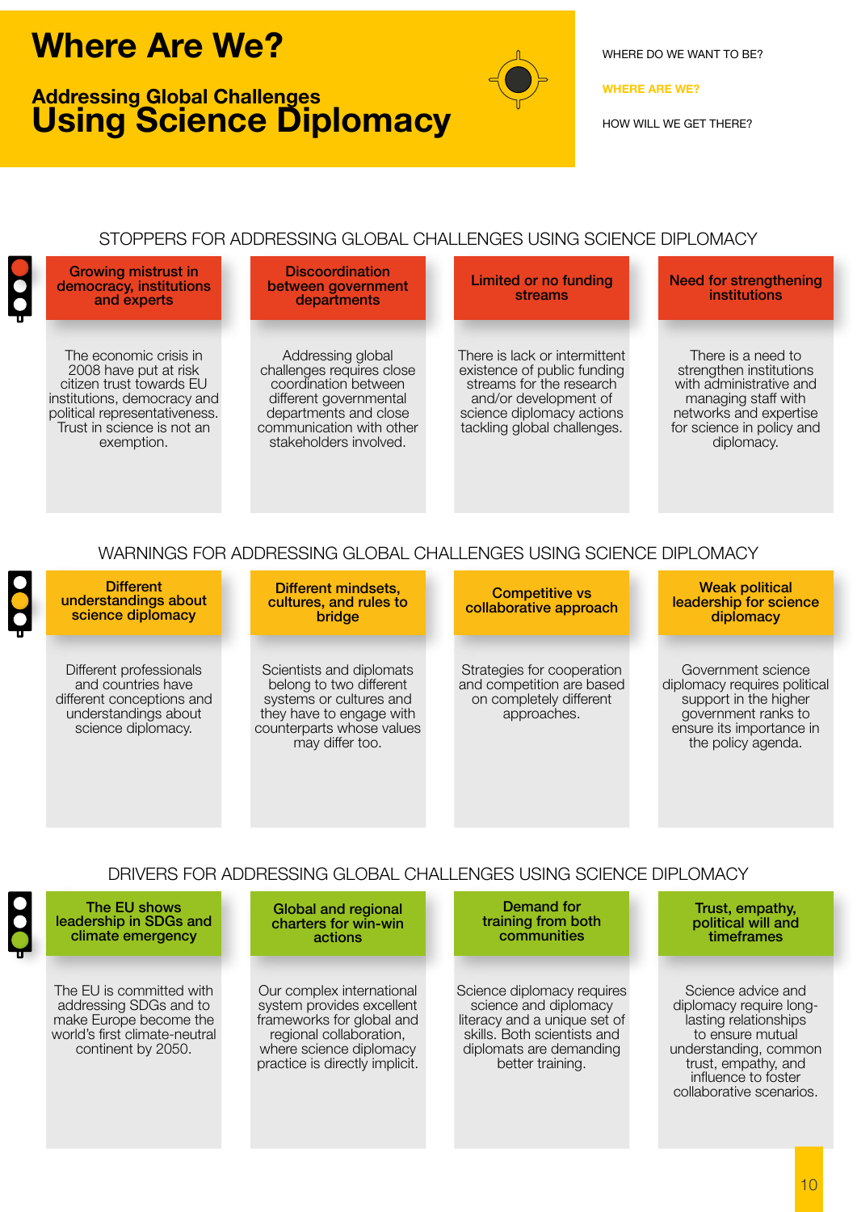# Where Are We?

## Addressing Global Challenges Using Science Diplomacy

WHERE DO WE WANT TO BE?

WHERE ARE WE?

HOW WILL WE GET THERE?

### STOPPERS FOR ADDRESSING GLOBAL CHALLENGES USING SCIENCE DIPLOMACY

**Growing mistrust in democracy, institutions and experts**

The economic crisis in 2008 have put at risk citizen trust towards EU institutions, democracy and political representativeness. Trust in science is not an exemption.

**Discoordination between government departments**

Addressing global challenges requires close coordination between different governmental departments and close communication with other stakeholders involved.

**Limited or no funding streams**

There is lack or intermittent existence of public funding streams for the research and/or development of science diplomacy actions tackling global challenges.

**Need for strengthening institutions**

There is a need to strengthen institutions with administrative and managing staff with networks and expertise for science in policy and diplomacy.

### WARNINGS FOR ADDRESSING GLOBAL CHALLENGES USING SCIENCE DIPLOMACY

**Different understandings about science diplomacy**

Different professionals and countries have different conceptions and understandings about science diplomacy.

**Different mindsets, cultures, and rules to bridge**

Scientists and diplomats belong to two different systems or cultures and they have to engage with counterparts whose values may differ too.

**Competitive vs collaborative approach**

Strategies for cooperation and competition are based on completely different approaches.

**Weak political leadership for science diplomacy**

Government science diplomacy requires political support in the higher government ranks to ensure its importance in the policy agenda.

### DRIVERS FOR ADDRESSING GLOBAL CHALLENGES USING SCIENCE DIPLOMACY

**The EU shows leadership in SDGs and climate emergency**

The EU is committed with addressing SDGs and to make Europe become the world's first climate-neutral continent by 2050.

**Global and regional charters for win-win actions**

Our complex international system provides excellent frameworks for global and regional collaboration, where science diplomacy practice is directly implicit.

**Demand for training from both communities**

Science diplomacy requires science and diplomacy literacy and a unique set of skills. Both scientists and diplomats are demanding better training.

**Trust, empathy, political will and timeframes**

Science advice and diplomacy require long-lasting relationships to ensure mutual understanding, common trust, empathy, and influence to foster collaborative scenarios.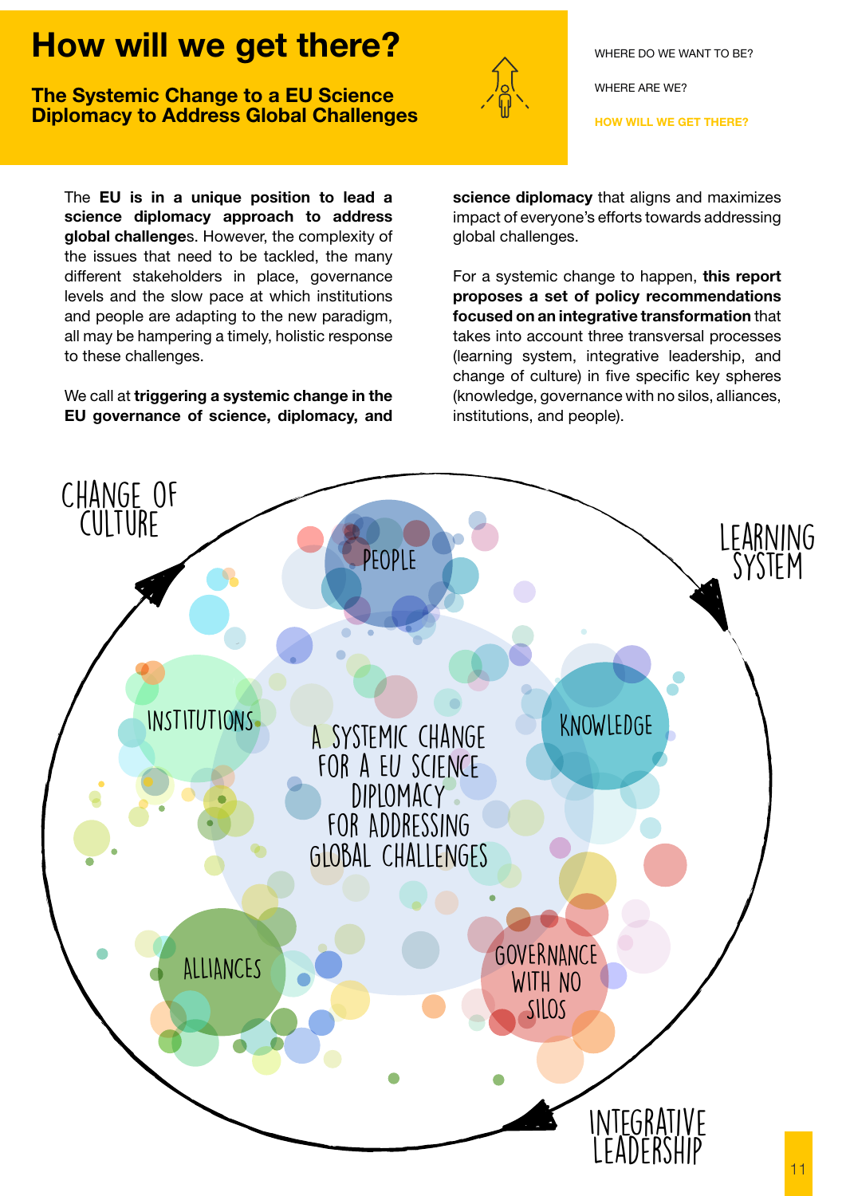# How will we get there?

## The Systemic Change to a EU Science Diplomacy to Address Global Challenges

WHERE DO WE WANT TO BE?

WHERE ARE WE?

HOW WILL WE GET THERE?

The **EU is in a unique position to lead a science diplomacy approach to address global challenge**s. However, the complexity of the issues that need to be tackled, the many different stakeholders in place, governance levels and the slow pace at which institutions and people are adapting to the new paradigm, all may be hampering a timely, holistic response to these challenges.

We call at **triggering a systemic change in the EU governance of science, diplomacy, and science diplomacy** that aligns and maximizes impact of everyone's efforts towards addressing global challenges.

For a systemic change to happen, **this report proposes a set of policy recommendations focused on an integrative transformation** that takes into account three transversal processes (learning system, integrative leadership, and change of culture) in five specific key spheres (knowledge, governance with no silos, alliances, institutions, and people).

CHANGE OF CULTURE

LEARNING SYSTEM

INTEGRATIVE LEADERSHIP

PEOPLE

INSTITUTIONS

KNOWLEDGE

A SYSTEMIC CHANGE FOR A EU SCIENCE DIPLOMACY FOR ADDRESSING GLOBAL CHALLENGES

ALLIANCES

GOVERNANCE WITH NO SILOS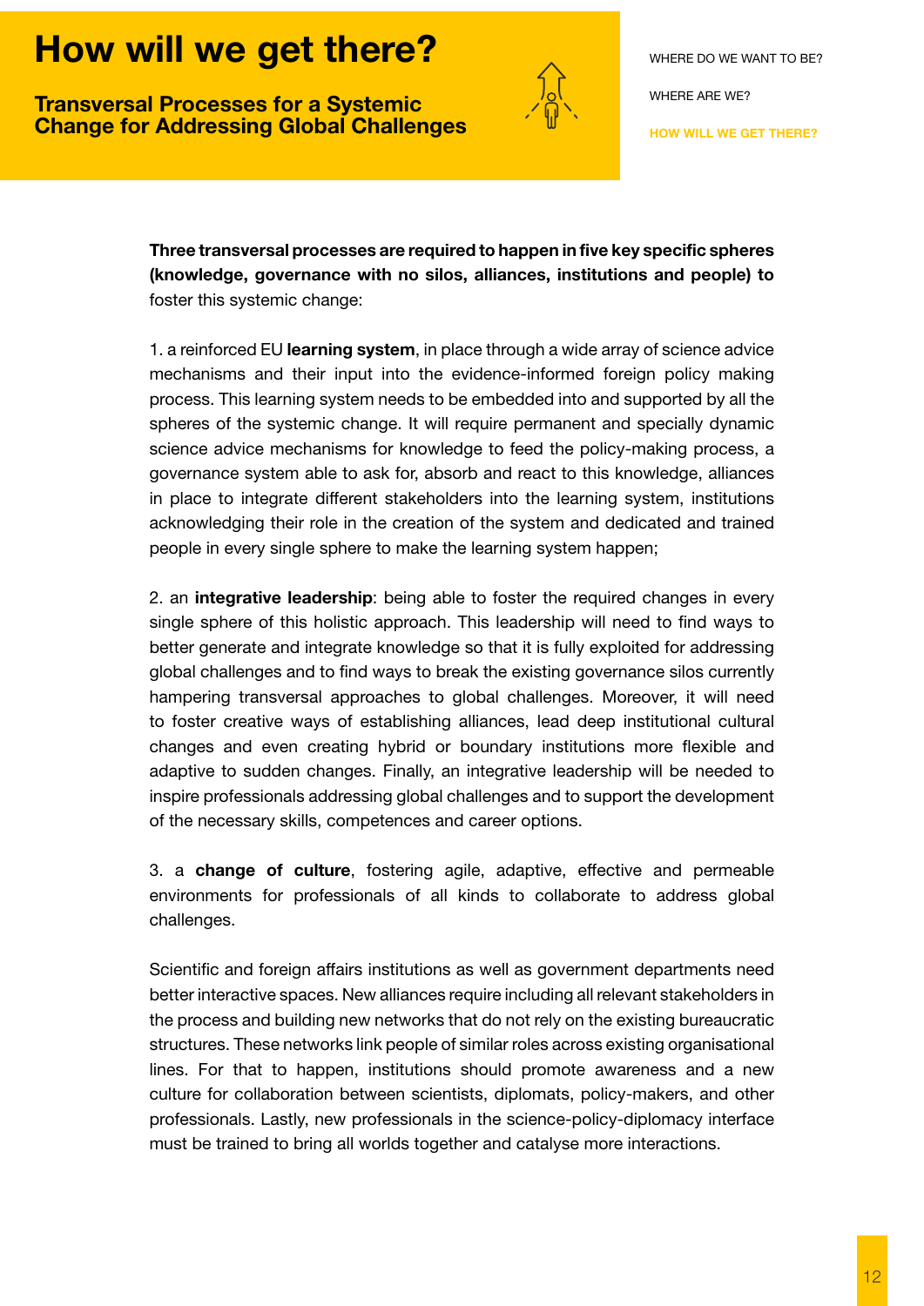# How will we get there?

## Transversal Processes for a Systemic Change for Addressing Global Challenges

WHERE DO WE WANT TO BE?

WHERE ARE WE?

HOW WILL WE GET THERE?

**Three transversal processes are required to happen in five key specific spheres (knowledge, governance with no silos, alliances, institutions and people) to** foster this systemic change:

1. a reinforced EU **learning system**, in place through a wide array of science advice mechanisms and their input into the evidence-informed foreign policy making process. This learning system needs to be embedded into and supported by all the spheres of the systemic change. It will require permanent and specially dynamic science advice mechanisms for knowledge to feed the policy-making process, a governance system able to ask for, absorb and react to this knowledge, alliances in place to integrate different stakeholders into the learning system, institutions acknowledging their role in the creation of the system and dedicated and trained people in every single sphere to make the learning system happen;

2. an **integrative leadership**: being able to foster the required changes in every single sphere of this holistic approach. This leadership will need to find ways to better generate and integrate knowledge so that it is fully exploited for addressing global challenges and to find ways to break the existing governance silos currently hampering transversal approaches to global challenges. Moreover, it will need to foster creative ways of establishing alliances, lead deep institutional cultural changes and even creating hybrid or boundary institutions more flexible and adaptive to sudden changes. Finally, an integrative leadership will be needed to inspire professionals addressing global challenges and to support the development of the necessary skills, competences and career options.

3. a **change of culture**, fostering agile, adaptive, effective and permeable environments for professionals of all kinds to collaborate to address global challenges.

Scientific and foreign affairs institutions as well as government departments need better interactive spaces. New alliances require including all relevant stakeholders in the process and building new networks that do not rely on the existing bureaucratic structures. These networks link people of similar roles across existing organisational lines. For that to happen, institutions should promote awareness and a new culture for collaboration between scientists, diplomats, policy-makers, and other professionals. Lastly, new professionals in the science-policy-diplomacy interface must be trained to bring all worlds together and catalyse more interactions.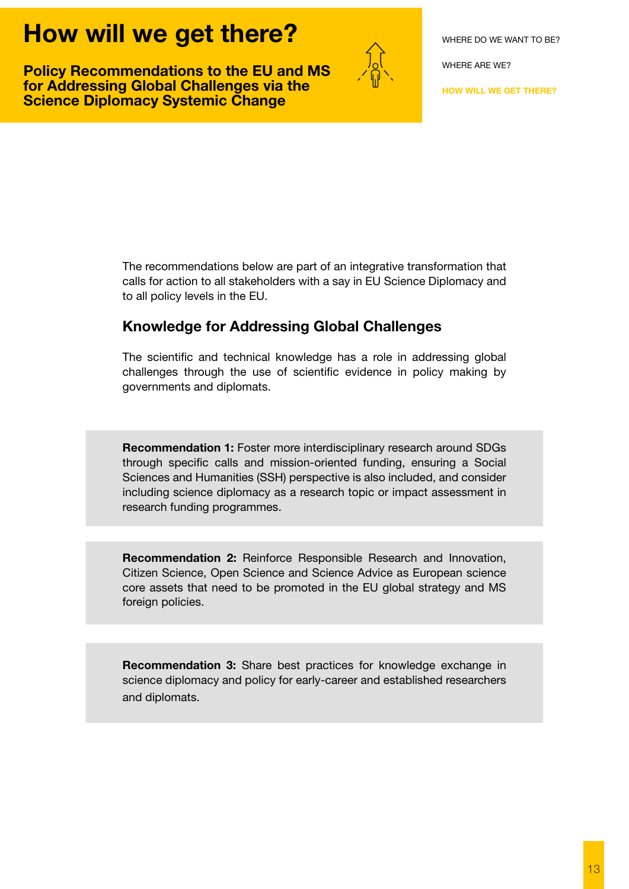# How will we get there?

**Policy Recommendations to the EU and MS for Addressing Global Challenges via the Science Diplomacy Systemic Change**

WHERE DO WE WANT TO BE?

WHERE ARE WE?

HOW WILL WE GET THERE?

The recommendations below are part of an integrative transformation that calls for action to all stakeholders with a say in EU Science Diplomacy and to all policy levels in the EU.

## Knowledge for Addressing Global Challenges

The scientific and technical knowledge has a role in addressing global challenges through the use of scientific evidence in policy making by governments and diplomats.

**Recommendation 1:** Foster more interdisciplinary research around SDGs through specific calls and mission-oriented funding, ensuring a Social Sciences and Humanities (SSH) perspective is also included, and consider including science diplomacy as a research topic or impact assessment in research funding programmes.

**Recommendation 2:** Reinforce Responsible Research and Innovation, Citizen Science, Open Science and Science Advice as European science core assets that need to be promoted in the EU global strategy and MS foreign policies.

**Recommendation 3:** Share best practices for knowledge exchange in science diplomacy and policy for early-career and established researchers and diplomats.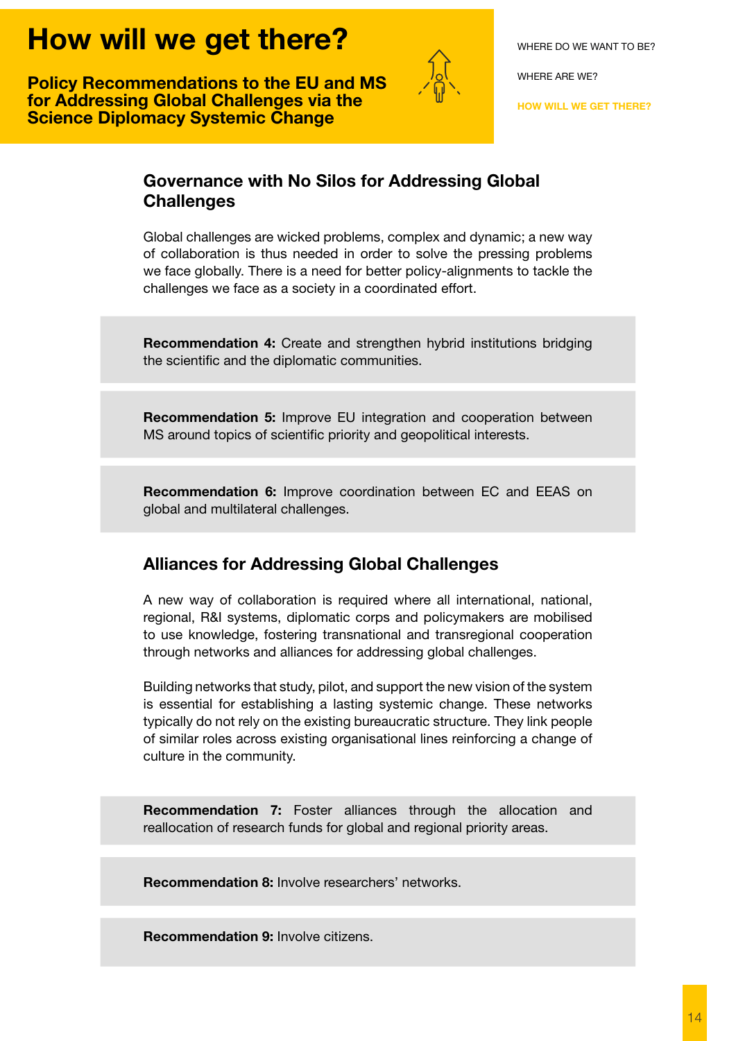# How will we get there?

**Policy Recommendations to the EU and MS for Addressing Global Challenges via the Science Diplomacy Systemic Change**

WHERE DO WE WANT TO BE?

WHERE ARE WE?

HOW WILL WE GET THERE?

## Governance with No Silos for Addressing Global Challenges

Global challenges are wicked problems, complex and dynamic; a new way of collaboration is thus needed in order to solve the pressing problems we face globally. There is a need for better policy-alignments to tackle the challenges we face as a society in a coordinated effort.

**Recommendation 4:** Create and strengthen hybrid institutions bridging the scientific and the diplomatic communities.

**Recommendation 5:** Improve EU integration and cooperation between MS around topics of scientific priority and geopolitical interests.

**Recommendation 6:** Improve coordination between EC and EEAS on global and multilateral challenges.

## Alliances for Addressing Global Challenges

A new way of collaboration is required where all international, national, regional, R&I systems, diplomatic corps and policymakers are mobilised to use knowledge, fostering transnational and transregional cooperation through networks and alliances for addressing global challenges.

Building networks that study, pilot, and support the new vision of the system is essential for establishing a lasting systemic change. These networks typically do not rely on the existing bureaucratic structure. They link people of similar roles across existing organisational lines reinforcing a change of culture in the community.

**Recommendation 7:** Foster alliances through the allocation and reallocation of research funds for global and regional priority areas.

**Recommendation 8:** Involve researchers' networks.

**Recommendation 9:** Involve citizens.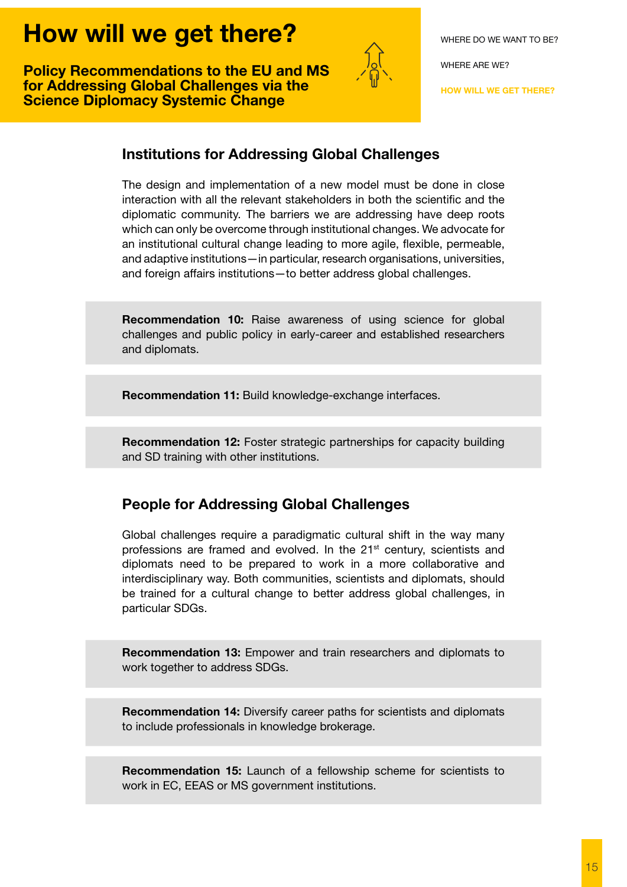# How will we get there?

**Policy Recommendations to the EU and MS for Addressing Global Challenges via the Science Diplomacy Systemic Change**

WHERE DO WE WANT TO BE?

WHERE ARE WE?

**HOW WILL WE GET THERE?**

## Institutions for Addressing Global Challenges

The design and implementation of a new model must be done in close interaction with all the relevant stakeholders in both the scientific and the diplomatic community. The barriers we are addressing have deep roots which can only be overcome through institutional changes. We advocate for an institutional cultural change leading to more agile, flexible, permeable, and adaptive institutions—in particular, research organisations, universities, and foreign affairs institutions—to better address global challenges.

**Recommendation 10:** Raise awareness of using science for global challenges and public policy in early-career and established researchers and diplomats.

**Recommendation 11:** Build knowledge-exchange interfaces.

**Recommendation 12:** Foster strategic partnerships for capacity building and SD training with other institutions.

## People for Addressing Global Challenges

Global challenges require a paradigmatic cultural shift in the way many professions are framed and evolved. In the 21st century, scientists and diplomats need to be prepared to work in a more collaborative and interdisciplinary way. Both communities, scientists and diplomats, should be trained for a cultural change to better address global challenges, in particular SDGs.

**Recommendation 13:** Empower and train researchers and diplomats to work together to address SDGs.

**Recommendation 14:** Diversify career paths for scientists and diplomats to include professionals in knowledge brokerage.

**Recommendation 15:** Launch of a fellowship scheme for scientists to work in EC, EEAS or MS government institutions.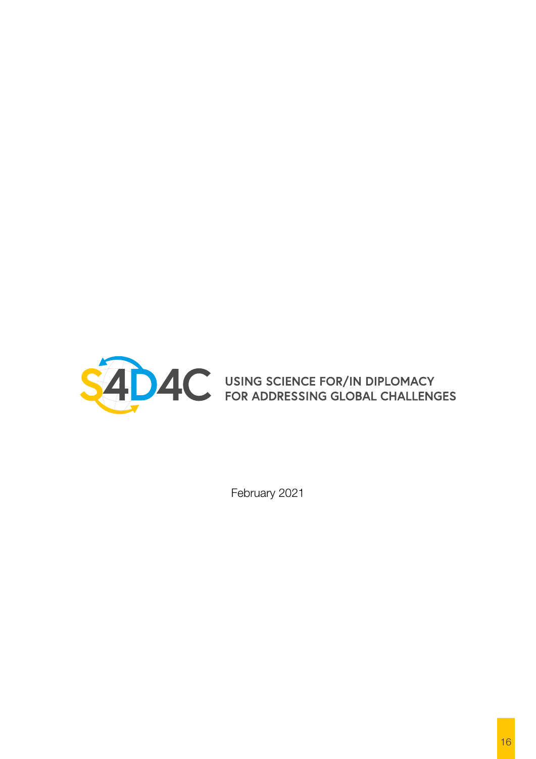S4D4C

USING SCIENCE FOR/IN DIPLOMACY
FOR ADDRESSING GLOBAL CHALLENGES

February 2021